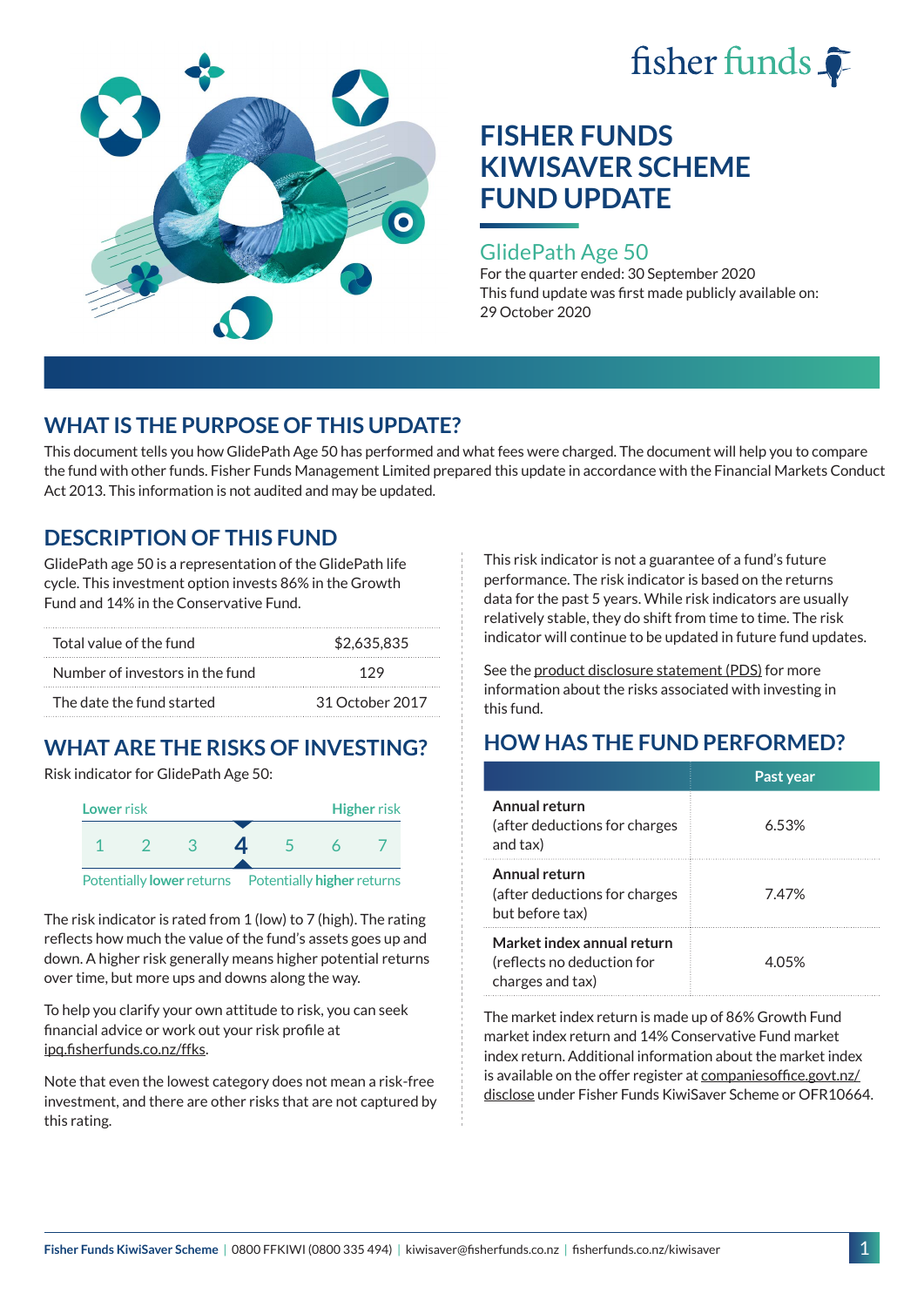fisher funds

# FISHER FUNDS KIWISAVER SCHEME FUND UPDATE

## GlidePath Age 50

For the quarter ended: 30 September 2020

This fund update was first made publicly available on: 29 October 2020

## WHAT IS THE PURPOSE OF THIS UPDATE?

This document tells you how GlidePath Age 50 has performed and what fees were charged. The document will help you to compare the fund with other funds. Fisher Funds Management Limited prepared this update in accordance with the Financial Markets Conduct Act 2013. This information is not audited and may be updated.

## DESCRIPTION OF THIS FUND

GlidePath age 50 is a representation of the GlidePath life cycle. This investment option invests 86% in the Growth Fund and 14% in the Conservative Fund.

| | |
|---|---|
| Total value of the fund | $2,635,835 |
| Number of investors in the fund | 129 |
| The date the fund started | 31 October 2017 |

## WHAT ARE THE RISKS OF INVESTING?

Risk indicator for GlidePath Age 50:

Lower risk — Higher risk

1 2 3 **4** 5 6 7

Potentially **lower** returns — Potentially **higher** returns

The risk indicator is rated from 1 (low) to 7 (high). The rating reflects how much the value of the fund's assets goes up and down. A higher risk generally means higher potential returns over time, but more ups and downs along the way.

To help you clarify your own attitude to risk, you can seek financial advice or work out your risk profile at ipq.fisherfunds.co.nz/ffks.

Note that even the lowest category does not mean a risk-free investment, and there are other risks that are not captured by this rating.

This risk indicator is not a guarantee of a fund's future performance. The risk indicator is based on the returns data for the past 5 years. While risk indicators are usually relatively stable, they do shift from time to time. The risk indicator will continue to be updated in future fund updates.

See the product disclosure statement (PDS) for more information about the risks associated with investing in this fund.

## HOW HAS THE FUND PERFORMED?

| | Past year |
|---|---|
| **Annual return** (after deductions for charges and tax) | 6.53% |
| **Annual return** (after deductions for charges but before tax) | 7.47% |
| **Market index annual return** (reflects no deduction for charges and tax) | 4.05% |

The market index return is made up of 86% Growth Fund market index return and 14% Conservative Fund market index return. Additional information about the market index is available on the offer register at companiesoffice.govt.nz/disclose under Fisher Funds KiwiSaver Scheme or OFR10664.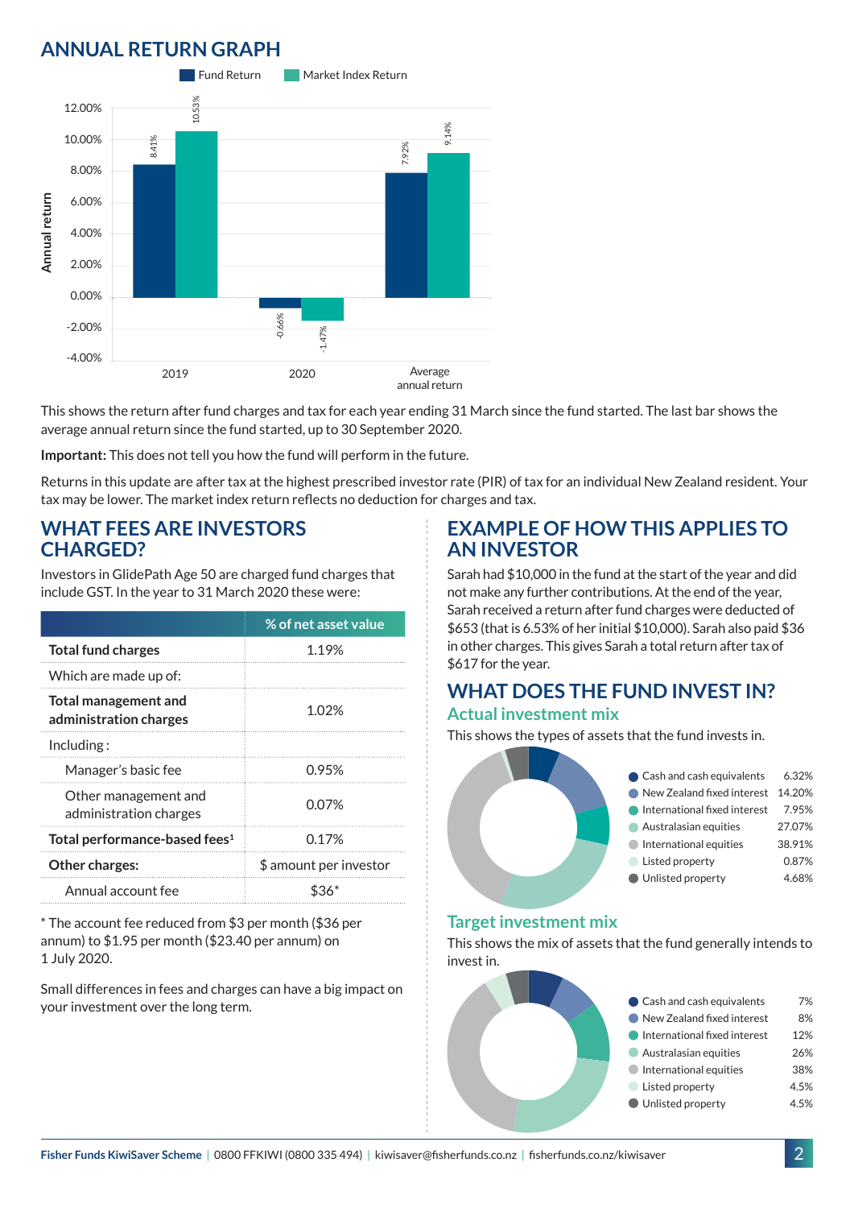## ANNUAL RETURN GRAPH

| | Fund Return | Market Index Return |
|---|---|---|
| 2019 | 8.41% | 10.53% |
| 2020 | -0.66% | -1.47% |
| Average annual return | 7.92% | 9.14% |

This shows the return after fund charges and tax for each year ending 31 March since the fund started. The last bar shows the average annual return since the fund started, up to 30 September 2020.

**Important:** This does not tell you how the fund will perform in the future.

Returns in this update are after tax at the highest prescribed investor rate (PIR) of tax for an individual New Zealand resident. Your tax may be lower. The market index return reflects no deduction for charges and tax.

## WHAT FEES ARE INVESTORS CHARGED?

Investors in GlidePath Age 50 are charged fund charges that include GST. In the year to 31 March 2020 these were:

| | % of net asset value |
|---|---|
| **Total fund charges** | 1.19% |
| Which are made up of: | |
| **Total management and administration charges** | 1.02% |
| Including : | |
| Manager's basic fee | 0.95% |
| Other management and administration charges | 0.07% |
| **Total performance-based fees**[1] | 0.17% |
| **Other charges:** | $ amount per investor |
| Annual account fee | $36* |

* The account fee reduced from $3 per month ($36 per annum) to $1.95 per month ($23.40 per annum) on 1 July 2020.

Small differences in fees and charges can have a big impact on your investment over the long term.

## EXAMPLE OF HOW THIS APPLIES TO AN INVESTOR

Sarah had $10,000 in the fund at the start of the year and did not make any further contributions. At the end of the year, Sarah received a return after fund charges were deducted of $653 (that is 6.53% of her initial $10,000). Sarah also paid $36 in other charges. This gives Sarah a total return after tax of $617 for the year.

## WHAT DOES THE FUND INVEST IN?

### Actual investment mix

This shows the types of assets that the fund invests in.

| Asset type | % |
|---|---|
| Cash and cash equivalents | 6.32% |
| New Zealand fixed interest | 14.20% |
| International fixed interest | 7.95% |
| Australasian equities | 27.07% |
| International equities | 38.91% |
| Listed property | 0.87% |
| Unlisted property | 4.68% |

### Target investment mix

This shows the mix of assets that the fund generally intends to invest in.

| Asset type | % |
|---|---|
| Cash and cash equivalents | 7% |
| New Zealand fixed interest | 8% |
| International fixed interest | 12% |
| Australasian equities | 26% |
| International equities | 38% |
| Listed property | 4.5% |
| Unlisted property | 4.5% |

Fisher Funds KiwiSaver Scheme | 0800 FFKIWI (0800 335 494) | kiwisaver@fisherfunds.co.nz | fisherfunds.co.nz/kiwisaver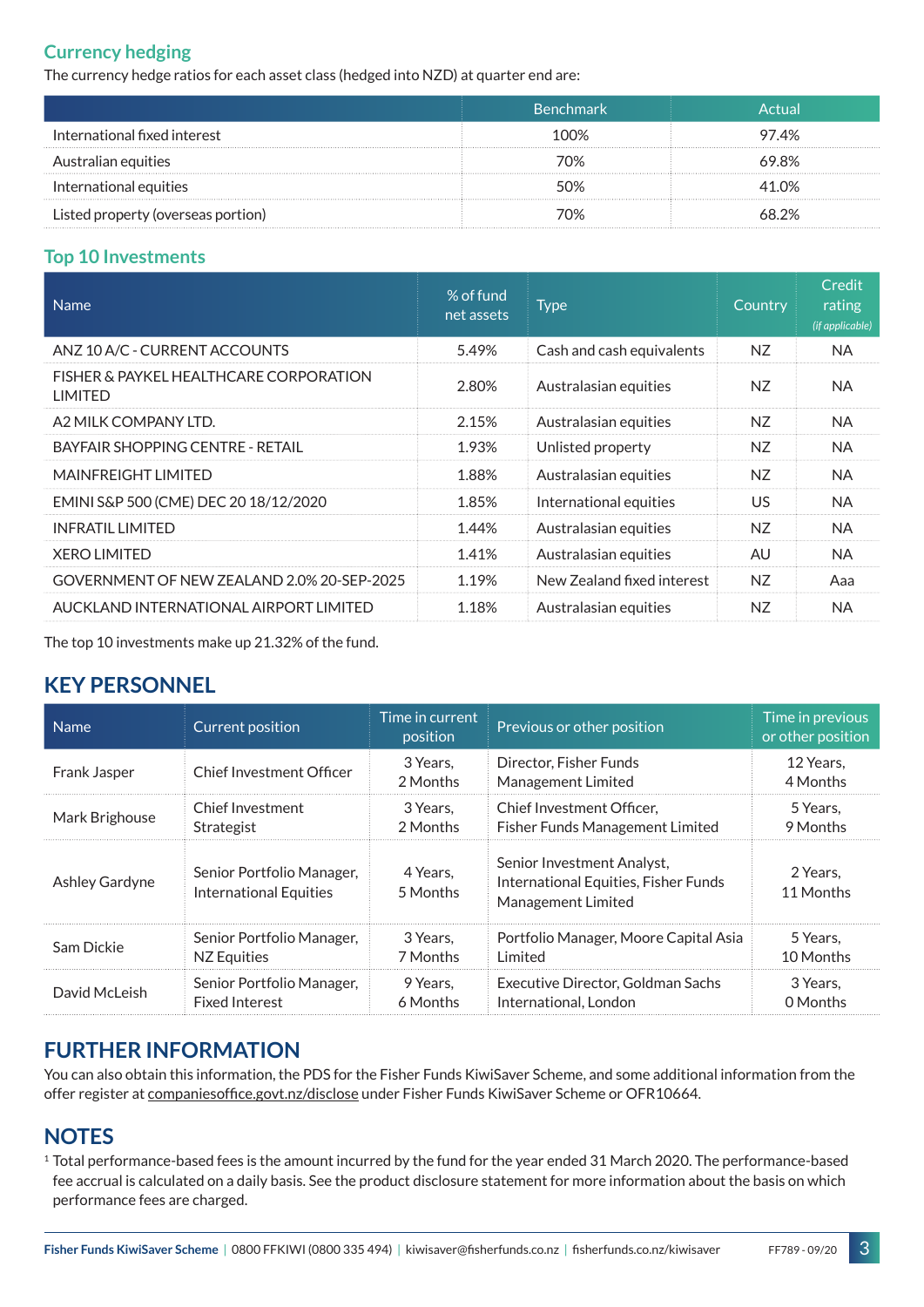## Currency hedging

The currency hedge ratios for each asset class (hedged into NZD) at quarter end are:

| | Benchmark | Actual |
|---|---|---|
| International fixed interest | 100% | 97.4% |
| Australian equities | 70% | 69.8% |
| International equities | 50% | 41.0% |
| Listed property (overseas portion) | 70% | 68.2% |

## Top 10 Investments

| Name | % of fund net assets | Type | Country | Credit rating *(if applicable)* |
|---|---|---|---|---|
| ANZ 10 A/C - CURRENT ACCOUNTS | 5.49% | Cash and cash equivalents | NZ | NA |
| FISHER & PAYKEL HEALTHCARE CORPORATION LIMITED | 2.80% | Australasian equities | NZ | NA |
| A2 MILK COMPANY LTD. | 2.15% | Australasian equities | NZ | NA |
| BAYFAIR SHOPPING CENTRE - RETAIL | 1.93% | Unlisted property | NZ | NA |
| MAINFREIGHT LIMITED | 1.88% | Australasian equities | NZ | NA |
| EMINI S&P 500 (CME) DEC 20 18/12/2020 | 1.85% | International equities | US | NA |
| INFRATIL LIMITED | 1.44% | Australasian equities | NZ | NA |
| XERO LIMITED | 1.41% | Australasian equities | AU | NA |
| GOVERNMENT OF NEW ZEALAND 2.0% 20-SEP-2025 | 1.19% | New Zealand fixed interest | NZ | Aaa |
| AUCKLAND INTERNATIONAL AIRPORT LIMITED | 1.18% | Australasian equities | NZ | NA |

The top 10 investments make up 21.32% of the fund.

# KEY PERSONNEL

| Name | Current position | Time in current position | Previous or other position | Time in previous or other position |
|---|---|---|---|---|
| Frank Jasper | Chief Investment Officer | 3 Years, 2 Months | Director, Fisher Funds Management Limited | 12 Years, 4 Months |
| Mark Brighouse | Chief Investment Strategist | 3 Years, 2 Months | Chief Investment Officer, Fisher Funds Management Limited | 5 Years, 9 Months |
| Ashley Gardyne | Senior Portfolio Manager, International Equities | 4 Years, 5 Months | Senior Investment Analyst, International Equities, Fisher Funds Management Limited | 2 Years, 11 Months |
| Sam Dickie | Senior Portfolio Manager, NZ Equities | 3 Years, 7 Months | Portfolio Manager, Moore Capital Asia Limited | 5 Years, 10 Months |
| David McLeish | Senior Portfolio Manager, Fixed Interest | 9 Years, 6 Months | Executive Director, Goldman Sachs International, London | 3 Years, 0 Months |

# FURTHER INFORMATION

You can also obtain this information, the PDS for the Fisher Funds KiwiSaver Scheme, and some additional information from the offer register at companiesoffice.govt.nz/disclose under Fisher Funds KiwiSaver Scheme or OFR10664.

# NOTES

[1] Total performance-based fees is the amount incurred by the fund for the year ended 31 March 2020. The performance-based fee accrual is calculated on a daily basis. See the product disclosure statement for more information about the basis on which performance fees are charged.

Fisher Funds KiwiSaver Scheme | 0800 FFKIWI (0800 335 494) | kiwisaver@fisherfunds.co.nz | fisherfunds.co.nz/kiwisaver    FF789 - 09/20